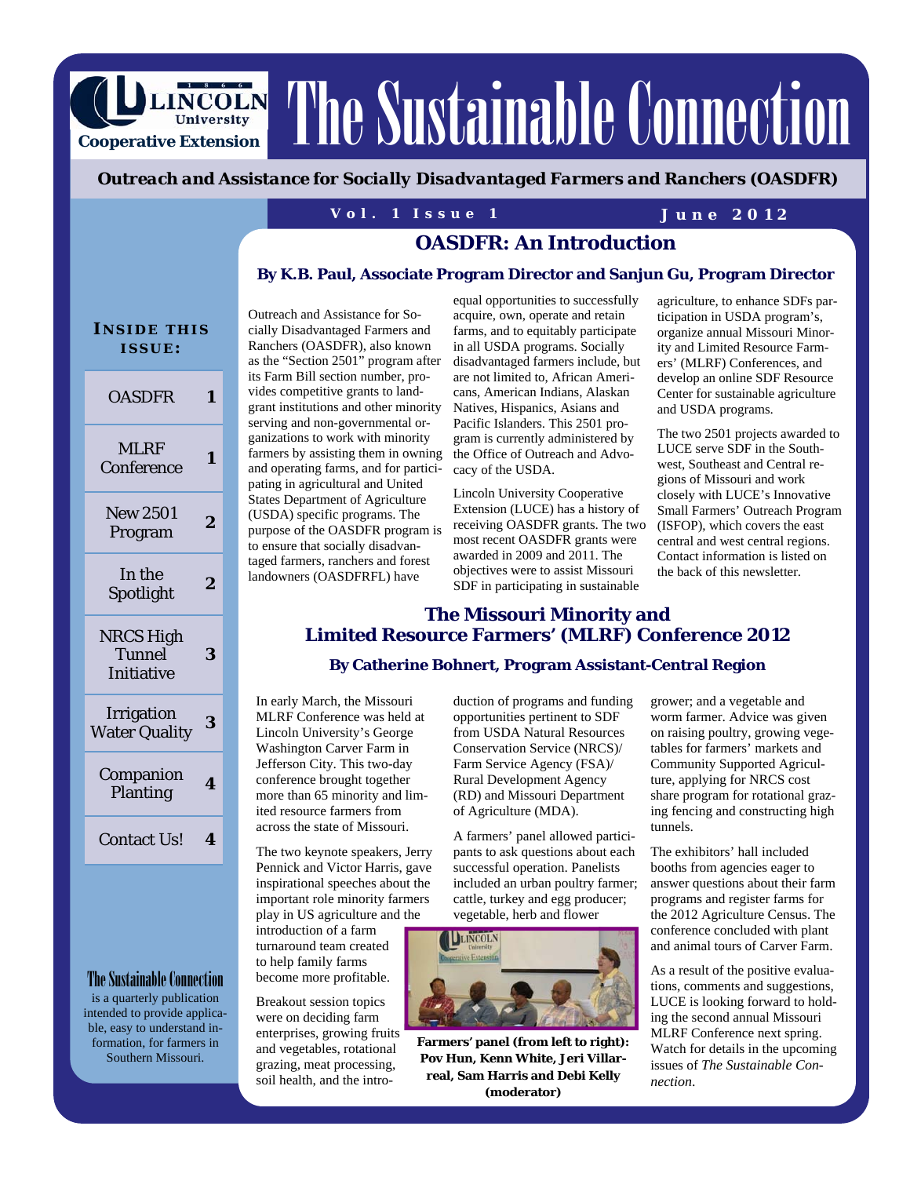# The Sustainable Connection

Lincoln University Cooperative Extension

**Outreach and Assistance for Socially Disadvantaged Farmers and Ranchers (OASDFR)**

Vol. 1 Issue 1 — June 2012

**INSIDE THIS ISSUE:**

| | |
|---|---|
| OASDFR | 1 |
| MLRF Conference | 1 |
| New 2501 Program | 2 |
| In the Spotlight | 2 |
| NRCS High Tunnel Initiative | 3 |
| Irrigation Water Quality | 3 |
| Companion Planting | 4 |
| Contact Us! | 4 |

## OASDFR: An Introduction

**By K.B. Paul, Associate Program Director and Sanjun Gu, Program Director**

Outreach and Assistance for Socially Disadvantaged Farmers and Ranchers (OASDFR), also known as the "Section 2501" program after its Farm Bill section number, provides competitive grants to land-grant institutions and other minority serving and non-governmental organizations to work with minority farmers by assisting them in owning and operating farms, and for participating in agricultural and United States Department of Agriculture (USDA) specific programs. The purpose of the OASDFR program is to ensure that socially disadvantaged farmers, ranchers and forest landowners (OASDFRFL) have equal opportunities to successfully acquire, own, operate and retain farms, and to equitably participate in all USDA programs. Socially disadvantaged farmers include, but are not limited to, African Americans, American Indians, Alaskan Natives, Hispanics, Asians and Pacific Islanders. This 2501 program is currently administered by the Office of Outreach and Advocacy of the USDA.

Lincoln University Cooperative Extension (LUCE) has a history of receiving OASDFR grants. The two most recent OASDFR grants were awarded in 2009 and 2011. The objectives were to assist Missouri SDF in participating in sustainable agriculture, to enhance SDFs participation in USDA program's, organize annual Missouri Minority and Limited Resource Farmers' (MLRF) Conferences, and develop an online SDF Resource Center for sustainable agriculture and USDA programs.

The two 2501 projects awarded to LUCE serve SDF in the Southwest, Southeast and Central regions of Missouri and work closely with LUCE's Innovative Small Farmers' Outreach Program (ISFOP), which covers the east central and west central regions. Contact information is listed on the back of this newsletter.

## The Missouri Minority and Limited Resource Farmers' (MLRF) Conference 2012

**By Catherine Bohnert, Program Assistant-Central Region**

In early March, the Missouri MLRF Conference was held at Lincoln University's George Washington Carver Farm in Jefferson City. This two-day conference brought together more than 65 minority and limited resource farmers from across the state of Missouri.

The two keynote speakers, Jerry Pennick and Victor Harris, gave inspirational speeches about the important role minority farmers play in US agriculture and the introduction of a farm turnaround team created to help family farms become more profitable.

Breakout session topics were on deciding farm enterprises, growing fruits and vegetables, rotational grazing, meat processing, soil health, and the introduction of programs and funding opportunities pertinent to SDF from USDA Natural Resources Conservation Service (NRCS)/ Farm Service Agency (FSA)/ Rural Development Agency (RD) and Missouri Department of Agriculture (MDA).

A farmers' panel allowed participants to ask questions about each successful operation. Panelists included an urban poultry farmer; cattle, turkey and egg producer; vegetable, herb and flower grower; and a vegetable and worm farmer. Advice was given on raising poultry, growing vegetables for farmers' markets and Community Supported Agriculture, applying for NRCS cost share program for rotational grazing fencing and constructing high tunnels.

**Farmers' panel (from left to right): Pov Hun, Kenn White, Jeri Villarreal, Sam Harris and Debi Kelly (moderator)**

The exhibitors' hall included booths from agencies eager to answer questions about their farm programs and register farms for the 2012 Agriculture Census. The conference concluded with plant and animal tours of Carver Farm.

As a result of the positive evaluations, comments and suggestions, LUCE is looking forward to holding the second annual Missouri MLRF Conference next spring. Watch for details in the upcoming issues of *The Sustainable Connection*.

**The Sustainable Connection** is a quarterly publication intended to provide applicable, easy to understand information, for farmers in Southern Missouri.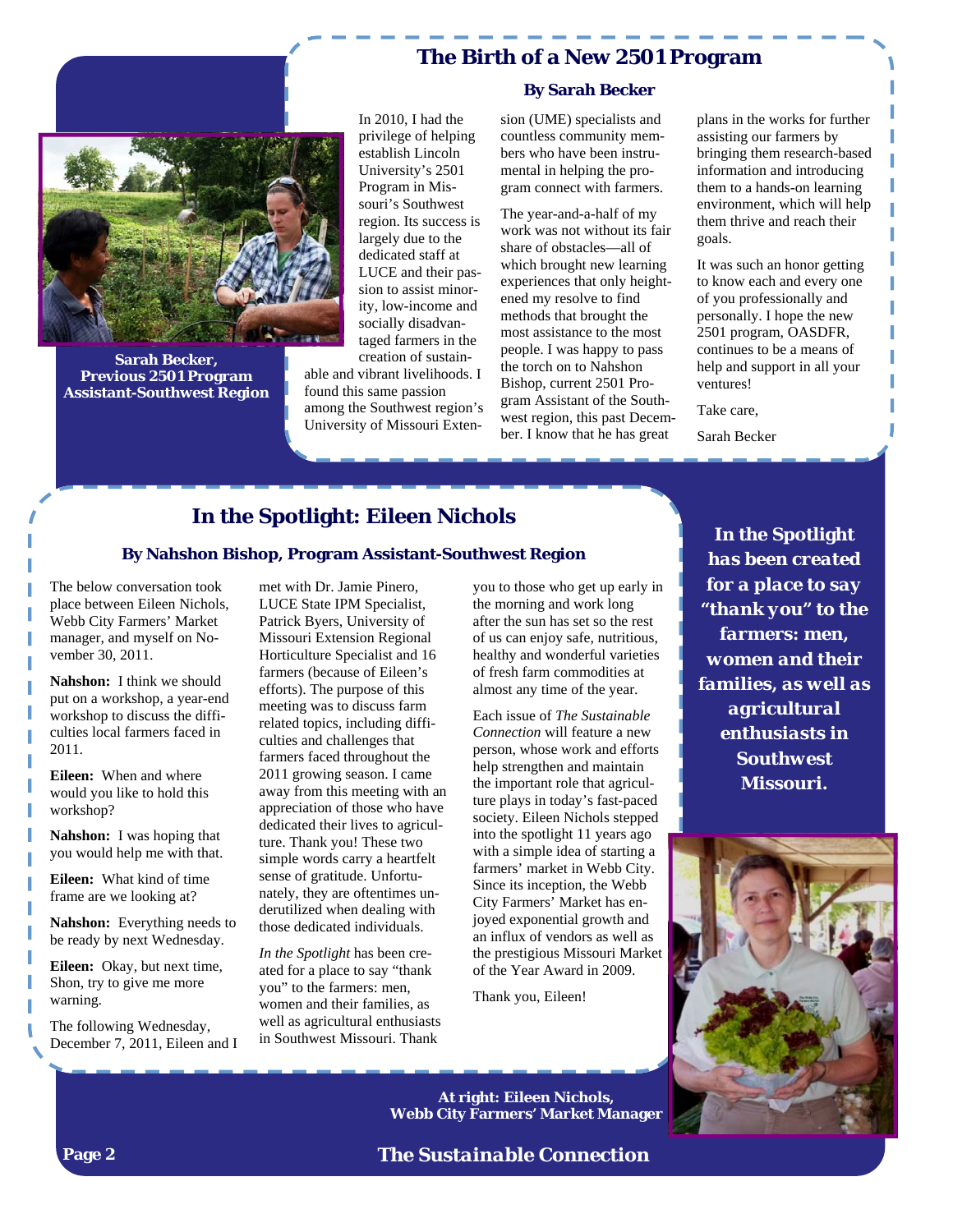## The Birth of a New 2501 Program

**By Sarah Becker**

Sarah Becker, Previous 2501 Program Assistant-Southwest Region

In 2010, I had the privilege of helping establish Lincoln University's 2501 Program in Missouri's Southwest region. Its success is largely due to the dedicated staff at LUCE and their passion to assist minority, low-income and socially disadvantaged farmers in the creation of sustainable and vibrant livelihoods. I found this same passion among the Southwest region's University of Missouri Extension (UME) specialists and countless community members who have been instrumental in helping the program connect with farmers.

The year-and-a-half of my work was not without its fair share of obstacles—all of which brought new learning experiences that only heightened my resolve to find methods that brought the most assistance to the most people. I was happy to pass the torch on to Nahshon Bishop, current 2501 Program Assistant of the Southwest region, this past December. I know that he has great plans in the works for further assisting our farmers by bringing them research-based information and introducing them to a hands-on learning environment, which will help them thrive and reach their goals.

It was such an honor getting to know each and every one of you professionally and personally. I hope the new 2501 program, OASDFR, continues to be a means of help and support in all your ventures!

Take care,

Sarah Becker

## In the Spotlight: Eileen Nichols

**By Nahshon Bishop, Program Assistant-Southwest Region**

The below conversation took place between Eileen Nichols, Webb City Farmers' Market manager, and myself on November 30, 2011.

**Nahshon:** I think we should put on a workshop, a year-end workshop to discuss the difficulties local farmers faced in 2011.

**Eileen:** When and where would you like to hold this workshop?

**Nahshon:** I was hoping that you would help me with that.

**Eileen:** What kind of time frame are we looking at?

**Nahshon:** Everything needs to be ready by next Wednesday.

**Eileen:** Okay, but next time, Shon, try to give me more warning.

The following Wednesday, December 7, 2011, Eileen and I met with Dr. Jamie Pinero, LUCE State IPM Specialist, Patrick Byers, University of Missouri Extension Regional Horticulture Specialist and 16 farmers (because of Eileen's efforts). The purpose of this meeting was to discuss farm related topics, including difficulties and challenges that farmers faced throughout the 2011 growing season. I came away from this meeting with an appreciation of those who have dedicated their lives to agriculture. Thank you! These two simple words carry a heartfelt sense of gratitude. Unfortunately, they are oftentimes underutilized when dealing with those dedicated individuals.

*In the Spotlight* has been created for a place to say "thank you" to the farmers: men, women and their families, as well as agricultural enthusiasts in Southwest Missouri. Thank you to those who get up early in the morning and work long after the sun has set so the rest of us can enjoy safe, nutritious, healthy and wonderful varieties of fresh farm commodities at almost any time of the year.

Each issue of *The Sustainable Connection* will feature a new person, whose work and efforts help strengthen and maintain the important role that agriculture plays in today's fast-paced society. Eileen Nichols stepped into the spotlight 11 years ago with a simple idea of starting a farmers' market in Webb City. Since its inception, the Webb City Farmers' Market has enjoyed exponential growth and an influx of vendors as well as the prestigious Missouri Market of the Year Award in 2009.

Thank you, Eileen!

***In the Spotlight* has been created for a place to say "thank you" to the farmers: men, women and their families, as well as agricultural enthusiasts in Southwest Missouri.**

**At right: Eileen Nichols, Webb City Farmers' Market Manager**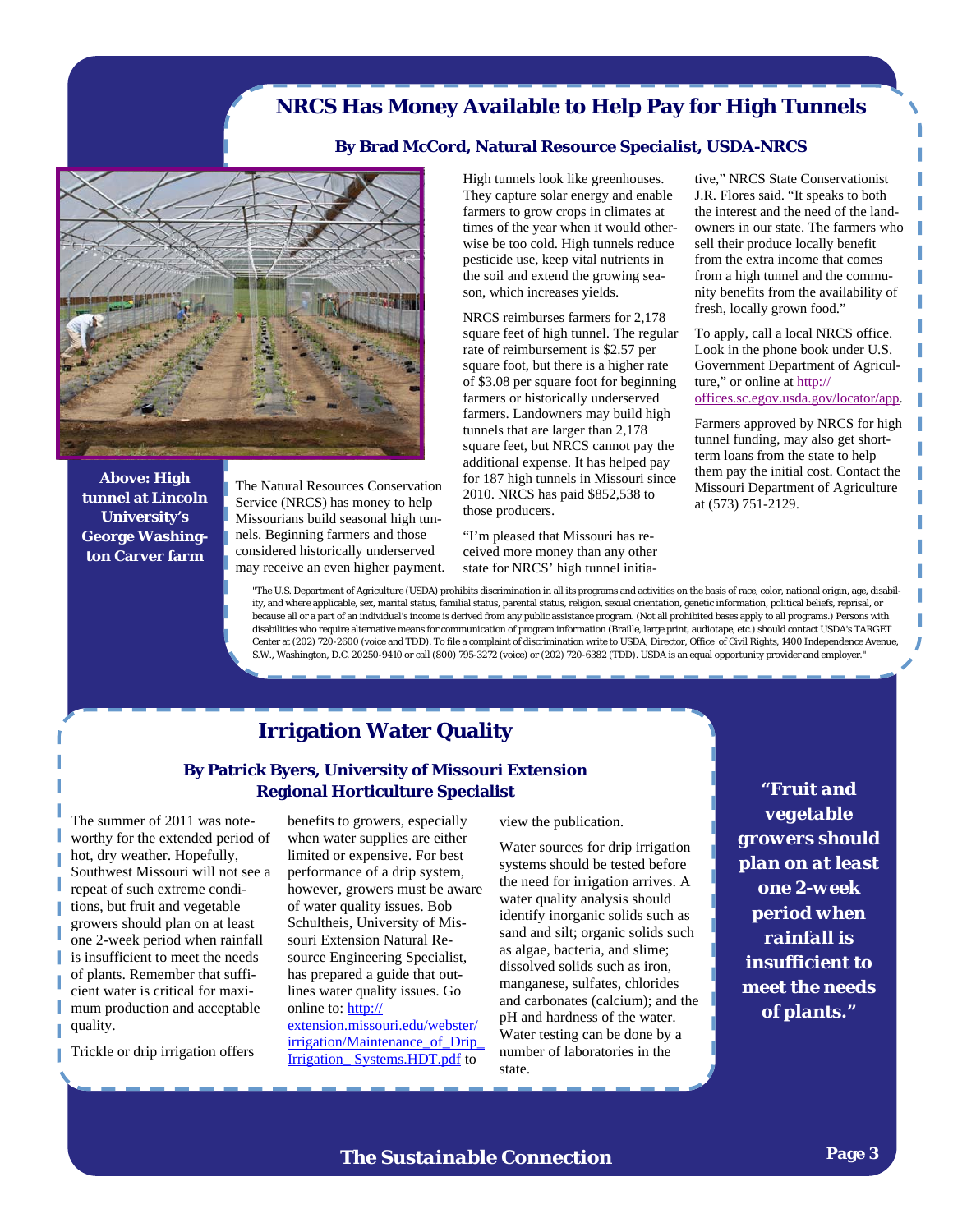## NRCS Has Money Available to Help Pay for High Tunnels

**By Brad McCord, Natural Resource Specialist, USDA-NRCS**

**Above: High tunnel at Lincoln University's George Washington Carver farm**

The Natural Resources Conservation Service (NRCS) has money to help Missourians build seasonal high tunnels. Beginning farmers and those considered historically underserved may receive an even higher payment.

High tunnels look like greenhouses. They capture solar energy and enable farmers to grow crops in climates at times of the year when it would otherwise be too cold. High tunnels reduce pesticide use, keep vital nutrients in the soil and extend the growing season, which increases yields.

NRCS reimburses farmers for 2,178 square feet of high tunnel. The regular rate of reimbursement is $2.57 per square foot, but there is a higher rate of $3.08 per square foot for beginning farmers or historically underserved farmers. Landowners may build high tunnels that are larger than 2,178 square feet, but NRCS cannot pay the additional expense. It has helped pay for 187 high tunnels in Missouri since 2010. NRCS has paid $852,538 to those producers.

"I'm pleased that Missouri has received more money than any other state for NRCS' high tunnel initiative," NRCS State Conservationist J.R. Flores said. "It speaks to both the interest and the need of the landowners in our state. The farmers who sell their produce locally benefit from the extra income that comes from a high tunnel and the community benefits from the availability of fresh, locally grown food."

To apply, call a local NRCS office. Look in the phone book under U.S. Government Department of Agriculture," or online at http://offices.sc.egov.usda.gov/locator/app.

Farmers approved by NRCS for high tunnel funding, may also get short-term loans from the state to help them pay the initial cost. Contact the Missouri Department of Agriculture at (573) 751-2129.

"The U.S. Department of Agriculture (USDA) prohibits discrimination in all its programs and activities on the basis of race, color, national origin, age, disability, and where applicable, sex, marital status, familial status, parental status, religion, sexual orientation, genetic information, political beliefs, reprisal, or because all or a part of an individual's income is derived from any public assistance program. (Not all prohibited bases apply to all programs.) Persons with disabilities who require alternative means for communication of program information (Braille, large print, audiotape, etc.) should contact USDA's TARGET Center at (202) 720-2600 (voice and TDD). To file a complaint of discrimination write to USDA, Director, Office of Civil Rights, 1400 Independence Avenue, S.W., Washington, D.C. 20250-9410 or call (800) 795-3272 (voice) or (202) 720-6382 (TDD). USDA is an equal opportunity provider and employer."

## Irrigation Water Quality

**By Patrick Byers, University of Missouri Extension Regional Horticulture Specialist**

The summer of 2011 was noteworthy for the extended period of hot, dry weather. Hopefully, Southwest Missouri will not see a repeat of such extreme conditions, but fruit and vegetable growers should plan on at least one 2-week period when rainfall is insufficient to meet the needs of plants. Remember that sufficient water is critical for maximum production and acceptable quality.

Trickle or drip irrigation offers benefits to growers, especially when water supplies are either limited or expensive. For best performance of a drip system, however, growers must be aware of water quality issues. Bob Schultheis, University of Missouri Extension Natural Resource Engineering Specialist, has prepared a guide that outlines water quality issues. Go online to: http://extension.missouri.edu/webster/irrigation/Maintenance_of_Drip_Irrigation_ Systems.HDT.pdf to view the publication.

Water sources for drip irrigation systems should be tested before the need for irrigation arrives. A water quality analysis should identify inorganic solids such as sand and silt; organic solids such as algae, bacteria, and slime; dissolved solids such as iron, manganese, sulfates, chlorides and carbonates (calcium); and the pH and hardness of the water. Water testing can be done by a number of laboratories in the state.

***"Fruit and vegetable growers should plan on at least one 2-week period when rainfall is insufficient to meet the needs of plants."***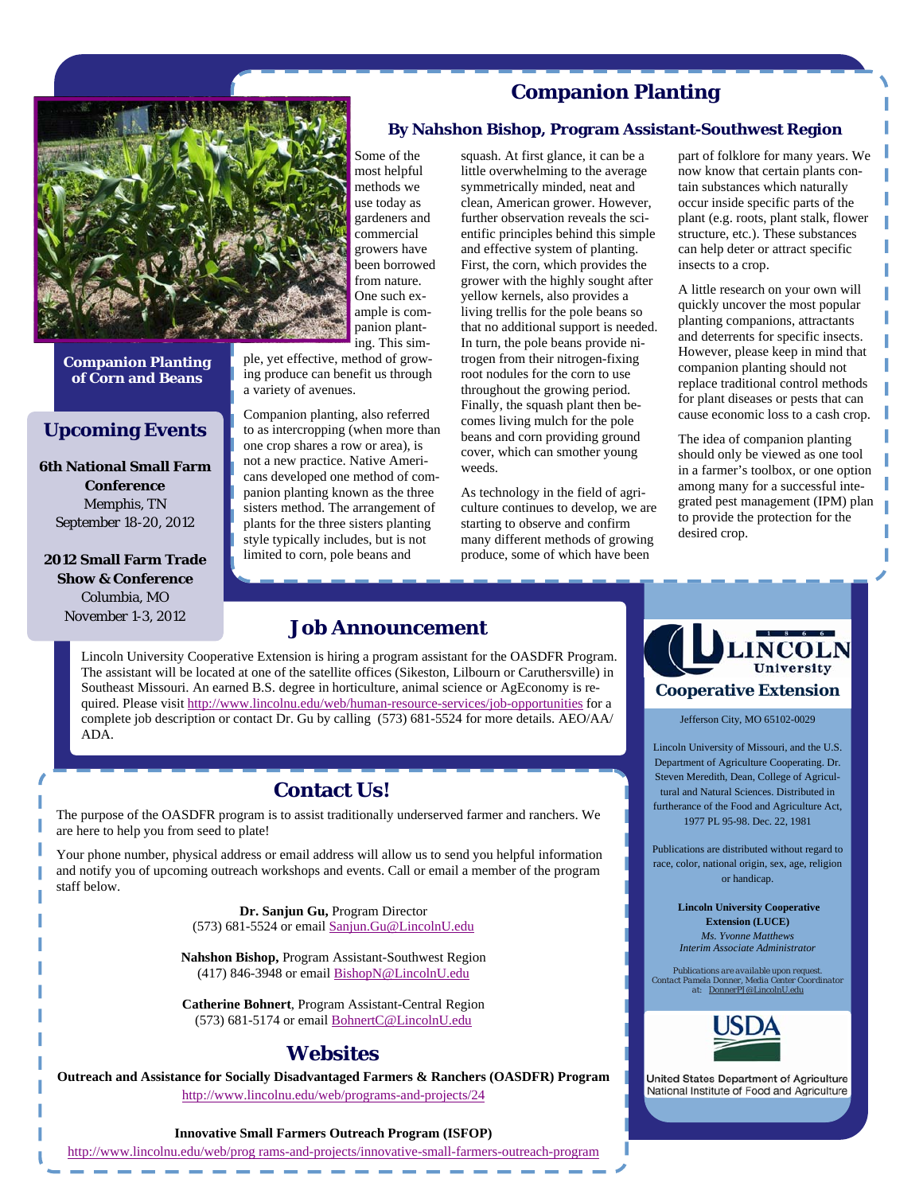## Companion Planting

### By Nahshon Bishop, Program Assistant-Southwest Region

Some of the most helpful methods we use today as gardeners and commercial growers have been borrowed from nature. One such example is companion planting. This simple, yet effective, method of growing produce can benefit us through a variety of avenues.

Companion planting, also referred to as intercropping (when more than one crop shares a row or area), is not a new practice. Native Americans developed one method of companion planting known as the three sisters method. The arrangement of plants for the three sisters planting style typically includes, but is not limited to corn, pole beans and squash. At first glance, it can be a little overwhelming to the average symmetrically minded, neat and clean, American grower. However, further observation reveals the scientific principles behind this simple and effective system of planting. First, the corn, which provides the grower with the highly sought after yellow kernels, also provides a living trellis for the pole beans so that no additional support is needed. In turn, the pole beans provide nitrogen from their nitrogen-fixing root nodules for the corn to use throughout the growing period. Finally, the squash plant then becomes living mulch for the pole beans and corn providing ground cover, which can smother young weeds.

As technology in the field of agriculture continues to develop, we are starting to observe and confirm many different methods of growing produce, some of which have been part of folklore for many years. We now know that certain plants contain substances which naturally occur inside specific parts of the plant (e.g. roots, plant stalk, flower structure, etc.). These substances can help deter or attract specific insects to a crop.

A little research on your own will quickly uncover the most popular planting companions, attractants and deterrents for specific insects. However, please keep in mind that companion planting should not replace traditional control methods for plant diseases or pests that can cause economic loss to a cash crop.

The idea of companion planting should only be viewed as one tool in a farmer's toolbox, or one option among many for a successful integrated pest management (IPM) plan to provide the protection for the desired crop.

**Companion Planting of Corn and Beans**

## Upcoming Events

**6th National Small Farm Conference**
Memphis, TN
September 18-20, 2012

**2012 Small Farm Trade Show & Conference**
Columbia, MO
November 1-3, 2012

## Job Announcement

Lincoln University Cooperative Extension is hiring a program assistant for the OASDFR Program. The assistant will be located at one of the satellite offices (Sikeston, Lilbourn or Caruthersville) in Southeast Missouri. An earned B.S. degree in horticulture, animal science or AgEconomy is required. Please visit http://www.lincolnu.edu/web/human-resource-services/job-opportunities for a complete job description or contact Dr. Gu by calling (573) 681-5524 for more details. AEO/AA/ADA.

## Contact Us!

The purpose of the OASDFR program is to assist traditionally underserved farmer and ranchers. We are here to help you from seed to plate!

Your phone number, physical address or email address will allow us to send you helpful information and notify you of upcoming outreach workshops and events. Call or email a member of the program staff below.

**Dr. Sanjun Gu,** Program Director
(573) 681-5524 or email Sanjun.Gu@LincolnU.edu

**Nahshon Bishop,** Program Assistant-Southwest Region
(417) 846-3948 or email BishopN@LincolnU.edu

**Catherine Bohnert**, Program Assistant-Central Region
(573) 681-5174 or email BohnertC@LincolnU.edu

## Websites

**Outreach and Assistance for Socially Disadvantaged Farmers & Ranchers (OASDFR) Program**
http://www.lincolnu.edu/web/programs-and-projects/24

**Innovative Small Farmers Outreach Program (ISFOP)**
http://www.lincolnu.edu/web/prog rams-and-projects/innovative-small-farmers-outreach-program

1866 LINCOLN University
**Cooperative Extension**

Jefferson City, MO 65102-0029

Lincoln University of Missouri, and the U.S. Department of Agriculture Cooperating. Dr. Steven Meredith, Dean, College of Agricultural and Natural Sciences. Distributed in furtherance of the Food and Agriculture Act, 1977 PL 95-98. Dec. 22, 1981

Publications are distributed without regard to race, color, national origin, sex, age, religion or handicap.

**Lincoln University Cooperative Extension (LUCE)**
*Ms. Yvonne Matthews*
*Interim Associate Administrator*

Publications are available upon request. Contact Pamela Donner, Media Center Coordinator at: DonnerPJ@LincolnU.edu

USDA
United States Department of Agriculture
National Institute of Food and Agriculture